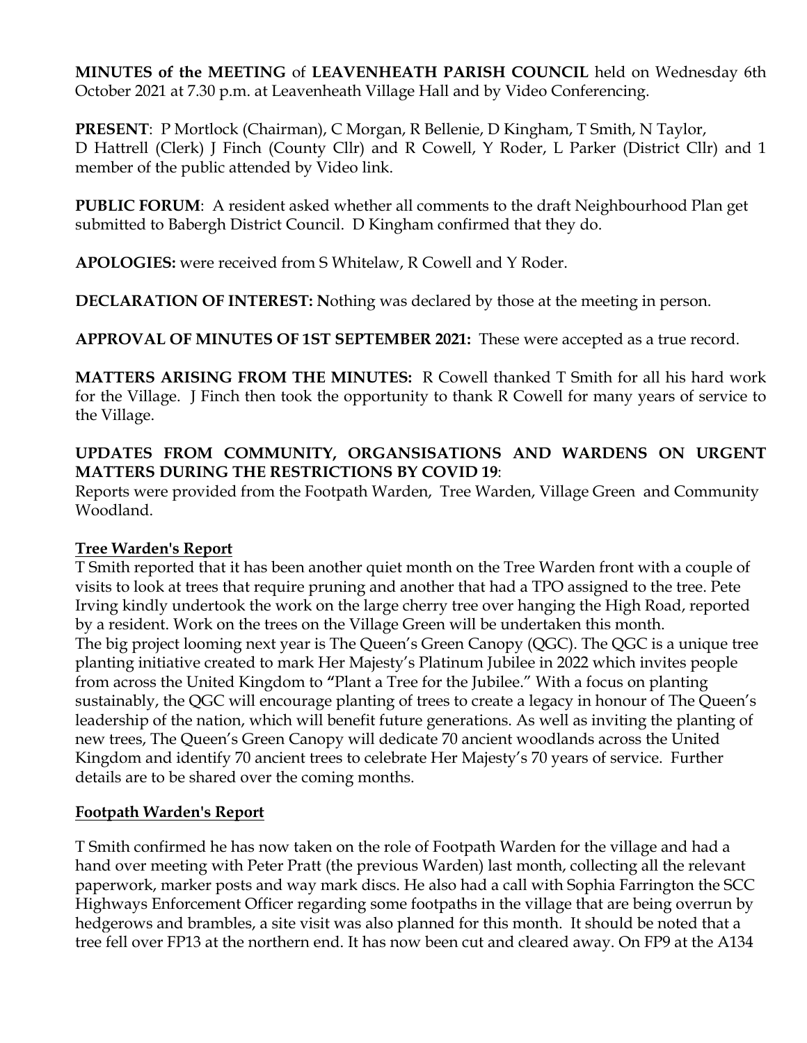**MINUTES of the MEETING** of **LEAVENHEATH PARISH COUNCIL** held on Wednesday 6th October 2021 at 7.30 p.m. at Leavenheath Village Hall and by Video Conferencing.

**PRESENT**: P Mortlock (Chairman), C Morgan, R Bellenie, D Kingham, T Smith, N Taylor, D Hattrell (Clerk) J Finch (County Cllr) and R Cowell, Y Roder, L Parker (District Cllr) and 1 member of the public attended by Video link.

**PUBLIC FORUM**: A resident asked whether all comments to the draft Neighbourhood Plan get submitted to Babergh District Council. D Kingham confirmed that they do.

**APOLOGIES:** were received from S Whitelaw, R Cowell and Y Roder.

**DECLARATION OF INTEREST: N**othing was declared by those at the meeting in person.

**APPROVAL OF MINUTES OF 1ST SEPTEMBER 2021:** These were accepted as a true record.

**MATTERS ARISING FROM THE MINUTES:** R Cowell thanked T Smith for all his hard work for the Village. J Finch then took the opportunity to thank R Cowell for many years of service to the Village.

**UPDATES FROM COMMUNITY, ORGANSISATIONS AND WARDENS ON URGENT MATTERS DURING THE RESTRICTIONS BY COVID 19**:

Reports were provided from the Footpath Warden, Tree Warden, Village Green and Community Woodland.

**Tree Warden's Report**

T Smith reported that it has been another quiet month on the Tree Warden front with a couple of visits to look at trees that require pruning and another that had a TPO assigned to the tree. Pete Irving kindly undertook the work on the large cherry tree over hanging the High Road, reported by a resident. Work on the trees on the Village Green will be undertaken this month.

The big project looming next year is The Queen's Green Canopy (QGC). The QGC is a unique tree planting initiative created to mark Her Majesty's Platinum Jubilee in 2022 which invites people from across the United Kingdom to "Plant a Tree for the Jubilee." With a focus on planting sustainably, the QGC will encourage planting of trees to create a legacy in honour of The Queen's leadership of the nation, which will benefit future generations. As well as inviting the planting of new trees, The Queen's Green Canopy will dedicate 70 ancient woodlands across the United Kingdom and identify 70 ancient trees to celebrate Her Majesty's 70 years of service. Further details are to be shared over the coming months.

**Footpath Warden's Report**

T Smith confirmed he has now taken on the role of Footpath Warden for the village and had a hand over meeting with Peter Pratt (the previous Warden) last month, collecting all the relevant paperwork, marker posts and way mark discs. He also had a call with Sophia Farrington the SCC Highways Enforcement Officer regarding some footpaths in the village that are being overrun by hedgerows and brambles, a site visit was also planned for this month. It should be noted that a tree fell over FP13 at the northern end. It has now been cut and cleared away. On FP9 at the A134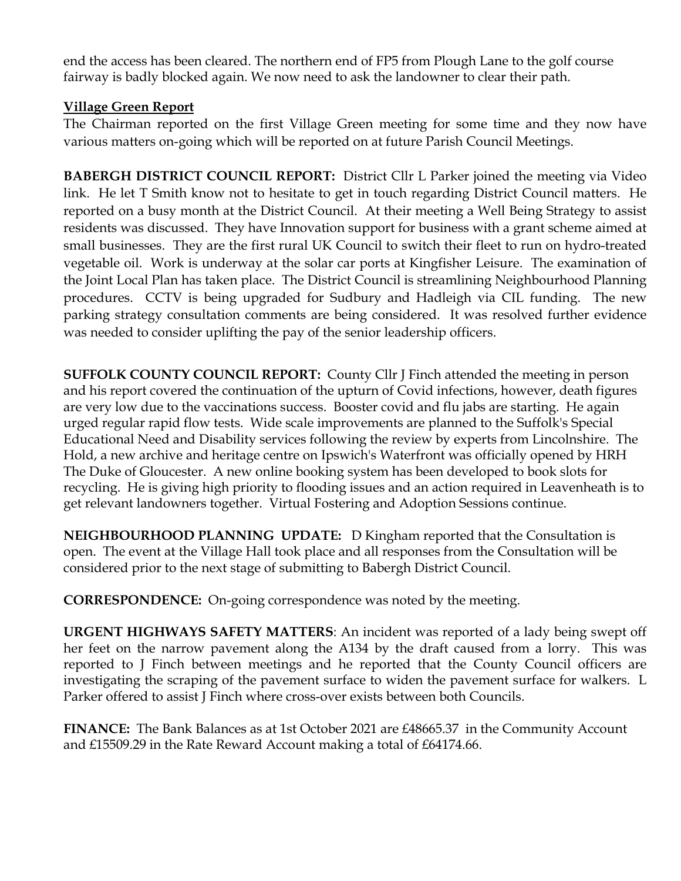end the access has been cleared. The northern end of FP5 from Plough Lane to the golf course fairway is badly blocked again. We now need to ask the landowner to clear their path.

**Village Green Report**

The Chairman reported on the first Village Green meeting for some time and they now have various matters on-going which will be reported on at future Parish Council Meetings.

**BABERGH DISTRICT COUNCIL REPORT:** District Cllr L Parker joined the meeting via Video link. He let T Smith know not to hesitate to get in touch regarding District Council matters. He reported on a busy month at the District Council. At their meeting a Well Being Strategy to assist residents was discussed. They have Innovation support for business with a grant scheme aimed at small businesses. They are the first rural UK Council to switch their fleet to run on hydro-treated vegetable oil. Work is underway at the solar car ports at Kingfisher Leisure. The examination of the Joint Local Plan has taken place. The District Council is streamlining Neighbourhood Planning procedures. CCTV is being upgraded for Sudbury and Hadleigh via CIL funding. The new parking strategy consultation comments are being considered. It was resolved further evidence was needed to consider uplifting the pay of the senior leadership officers.

**SUFFOLK COUNTY COUNCIL REPORT:** County Cllr J Finch attended the meeting in person and his report covered the continuation of the upturn of Covid infections, however, death figures are very low due to the vaccinations success. Booster covid and flu jabs are starting. He again urged regular rapid flow tests. Wide scale improvements are planned to the Suffolk's Special Educational Need and Disability services following the review by experts from Lincolnshire. The Hold, a new archive and heritage centre on Ipswich's Waterfront was officially opened by HRH The Duke of Gloucester. A new online booking system has been developed to book slots for recycling. He is giving high priority to flooding issues and an action required in Leavenheath is to get relevant landowners together. Virtual Fostering and Adoption Sessions continue.

**NEIGHBOURHOOD PLANNING UPDATE:** D Kingham reported that the Consultation is open. The event at the Village Hall took place and all responses from the Consultation will be considered prior to the next stage of submitting to Babergh District Council.

**CORRESPONDENCE:** On-going correspondence was noted by the meeting.

**URGENT HIGHWAYS SAFETY MATTERS**: An incident was reported of a lady being swept off her feet on the narrow pavement along the A134 by the draft caused from a lorry. This was reported to J Finch between meetings and he reported that the County Council officers are investigating the scraping of the pavement surface to widen the pavement surface for walkers. L Parker offered to assist J Finch where cross-over exists between both Councils.

**FINANCE:** The Bank Balances as at 1st October 2021 are £48665.37 in the Community Account and £15509.29 in the Rate Reward Account making a total of £64174.66.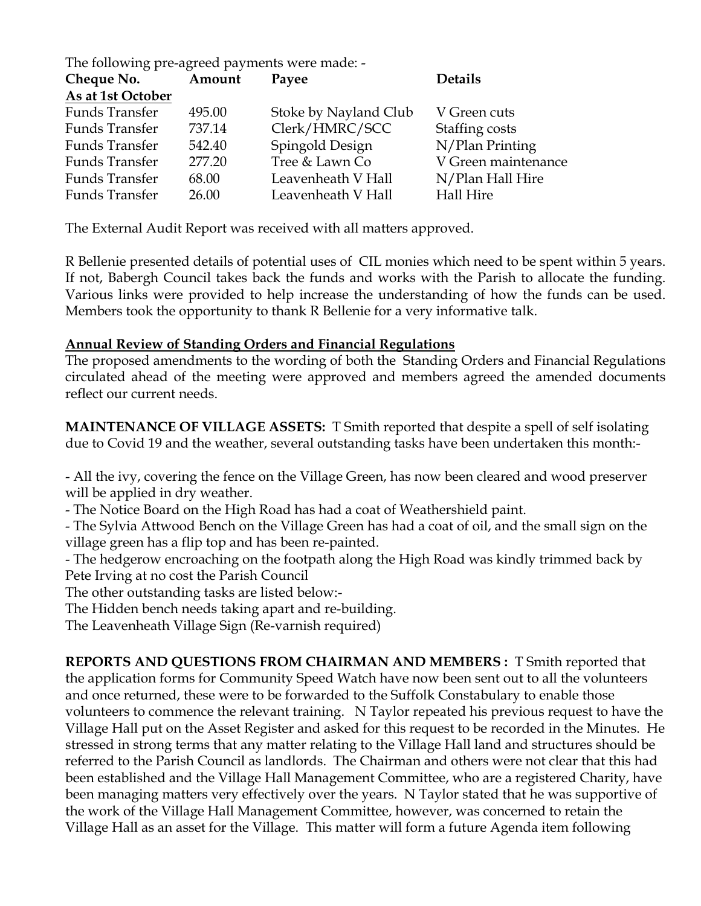The following pre-agreed payments were made: -

| Cheque No. | Amount | Payee | Details |
|---|---|---|---|
| <u>As at 1st October</u> | | | |
| Funds Transfer | 495.00 | Stoke by Nayland Club | V Green cuts |
| Funds Transfer | 737.14 | Clerk/HMRC/SCC | Staffing costs |
| Funds Transfer | 542.40 | Spingold Design | N/Plan Printing |
| Funds Transfer | 277.20 | Tree & Lawn Co | V Green maintenance |
| Funds Transfer | 68.00 | Leavenheath V Hall | N/Plan Hall Hire |
| Funds Transfer | 26.00 | Leavenheath V Hall | Hall Hire |

The External Audit Report was received with all matters approved.

R Bellenie presented details of potential uses of CIL monies which need to be spent within 5 years. If not, Babergh Council takes back the funds and works with the Parish to allocate the funding. Various links were provided to help increase the understanding of how the funds can be used. Members took the opportunity to thank R Bellenie for a very informative talk.

**<u>Annual Review of Standing Orders and Financial Regulations</u>**

The proposed amendments to the wording of both the Standing Orders and Financial Regulations circulated ahead of the meeting were approved and members agreed the amended documents reflect our current needs.

**MAINTENANCE OF VILLAGE ASSETS:** T Smith reported that despite a spell of self isolating due to Covid 19 and the weather, several outstanding tasks have been undertaken this month:-

- All the ivy, covering the fence on the Village Green, has now been cleared and wood preserver will be applied in dry weather.
- The Notice Board on the High Road has had a coat of Weathershield paint.
- The Sylvia Attwood Bench on the Village Green has had a coat of oil, and the small sign on the village green has a flip top and has been re-painted.
- The hedgerow encroaching on the footpath along the High Road was kindly trimmed back by Pete Irving at no cost the Parish Council

The other outstanding tasks are listed below:-

The Hidden bench needs taking apart and re-building.

The Leavenheath Village Sign (Re-varnish required)

**REPORTS AND QUESTIONS FROM CHAIRMAN AND MEMBERS :** T Smith reported that the application forms for Community Speed Watch have now been sent out to all the volunteers and once returned, these were to be forwarded to the Suffolk Constabulary to enable those volunteers to commence the relevant training. N Taylor repeated his previous request to have the Village Hall put on the Asset Register and asked for this request to be recorded in the Minutes. He stressed in strong terms that any matter relating to the Village Hall land and structures should be referred to the Parish Council as landlords. The Chairman and others were not clear that this had been established and the Village Hall Management Committee, who are a registered Charity, have been managing matters very effectively over the years. N Taylor stated that he was supportive of the work of the Village Hall Management Committee, however, was concerned to retain the Village Hall as an asset for the Village. This matter will form a future Agenda item following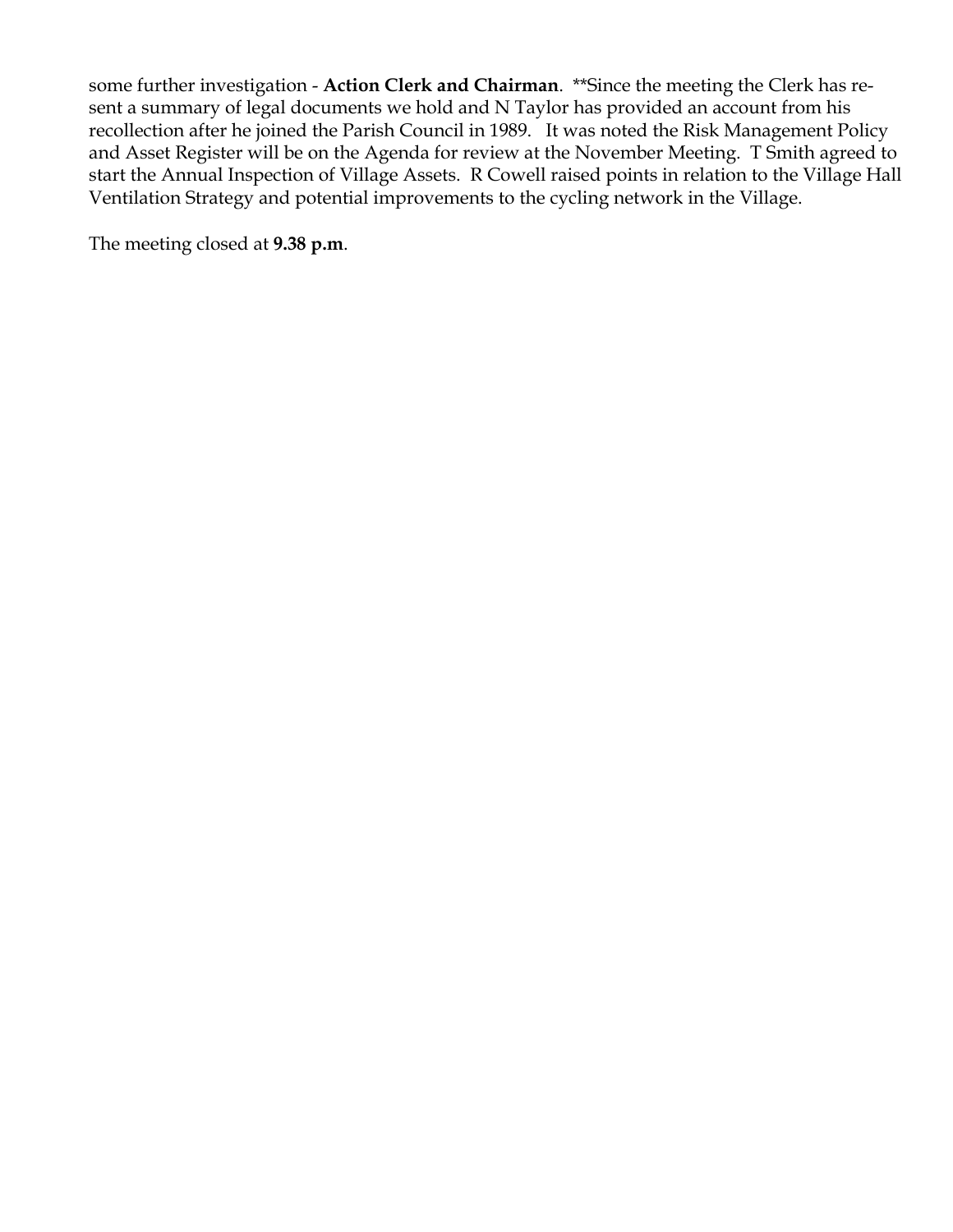some further investigation - **Action Clerk and Chairman**. **Since the meeting the Clerk has re-sent a summary of legal documents we hold and N Taylor has provided an account from his recollection after he joined the Parish Council in 1989. It was noted the Risk Management Policy and Asset Register will be on the Agenda for review at the November Meeting. T Smith agreed to start the Annual Inspection of Village Assets. R Cowell raised points in relation to the Village Hall Ventilation Strategy and potential improvements to the cycling network in the Village.

The meeting closed at **9.38 p.m**.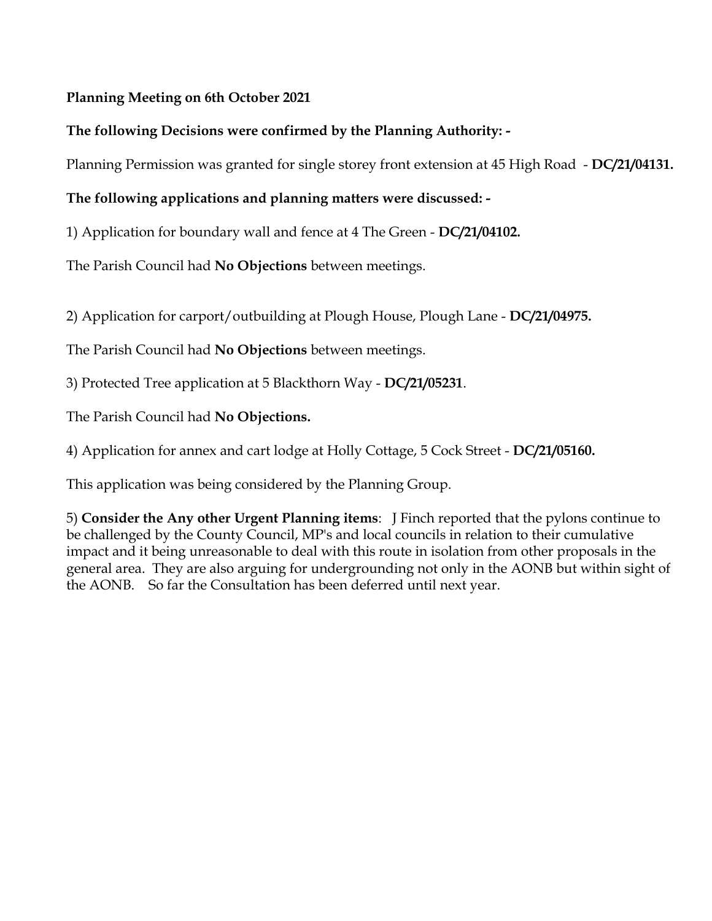**Planning Meeting on 6th October 2021**

**The following Decisions were confirmed by the Planning Authority: -**

Planning Permission was granted for single storey front extension at 45 High Road - **DC/21/04131.**

**The following applications and planning matters were discussed: -**

1) Application for boundary wall and fence at 4 The Green - **DC/21/04102.**

The Parish Council had **No Objections** between meetings.

2) Application for carport/outbuilding at Plough House, Plough Lane - **DC/21/04975.**

The Parish Council had **No Objections** between meetings.

3) Protected Tree application at 5 Blackthorn Way - **DC/21/05231**.

The Parish Council had **No Objections.**

4) Application for annex and cart lodge at Holly Cottage, 5 Cock Street - **DC/21/05160.**

This application was being considered by the Planning Group.

5) **Consider the Any other Urgent Planning items**: J Finch reported that the pylons continue to be challenged by the County Council, MP's and local councils in relation to their cumulative impact and it being unreasonable to deal with this route in isolation from other proposals in the general area. They are also arguing for undergrounding not only in the AONB but within sight of the AONB. So far the Consultation has been deferred until next year.